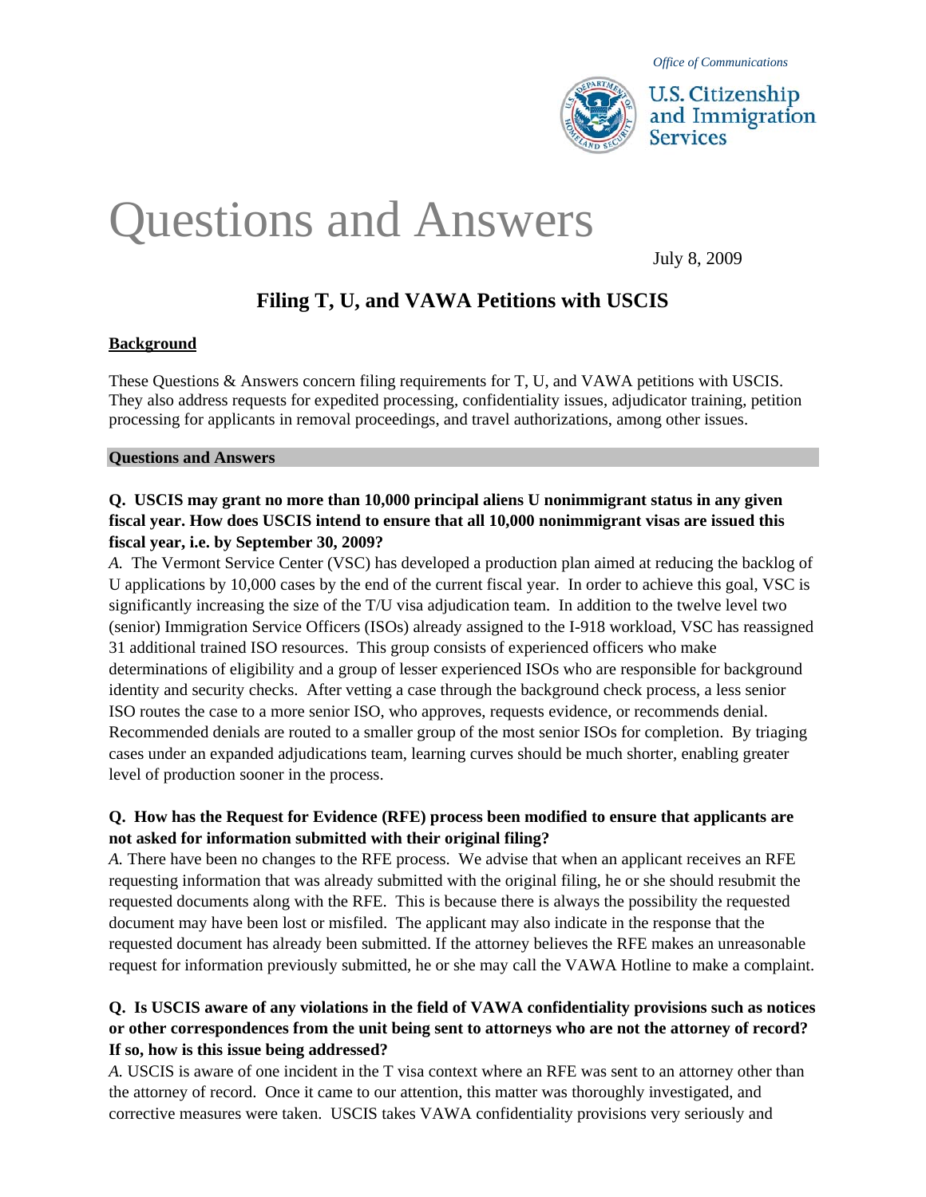*Office of Communications*

U.S. Citizenship and Immigration Services

# Questions and Answers

July 8, 2009

## Filing T, U, and VAWA Petitions with USCIS

**Background**

These Questions & Answers concern filing requirements for T, U, and VAWA petitions with USCIS. They also address requests for expedited processing, confidentiality issues, adjudicator training, petition processing for applicants in removal proceedings, and travel authorizations, among other issues.

**Questions and Answers**

**Q. USCIS may grant no more than 10,000 principal aliens U nonimmigrant status in any given fiscal year. How does USCIS intend to ensure that all 10,000 nonimmigrant visas are issued this fiscal year, i.e. by September 30, 2009?**

*A.* The Vermont Service Center (VSC) has developed a production plan aimed at reducing the backlog of U applications by 10,000 cases by the end of the current fiscal year. In order to achieve this goal, VSC is significantly increasing the size of the T/U visa adjudication team. In addition to the twelve level two (senior) Immigration Service Officers (ISOs) already assigned to the I-918 workload, VSC has reassigned 31 additional trained ISO resources. This group consists of experienced officers who make determinations of eligibility and a group of lesser experienced ISOs who are responsible for background identity and security checks. After vetting a case through the background check process, a less senior ISO routes the case to a more senior ISO, who approves, requests evidence, or recommends denial. Recommended denials are routed to a smaller group of the most senior ISOs for completion. By triaging cases under an expanded adjudications team, learning curves should be much shorter, enabling greater level of production sooner in the process.

**Q. How has the Request for Evidence (RFE) process been modified to ensure that applicants are not asked for information submitted with their original filing?**

*A.* There have been no changes to the RFE process. We advise that when an applicant receives an RFE requesting information that was already submitted with the original filing, he or she should resubmit the requested documents along with the RFE. This is because there is always the possibility the requested document may have been lost or misfiled. The applicant may also indicate in the response that the requested document has already been submitted. If the attorney believes the RFE makes an unreasonable request for information previously submitted, he or she may call the VAWA Hotline to make a complaint.

**Q. Is USCIS aware of any violations in the field of VAWA confidentiality provisions such as notices or other correspondences from the unit being sent to attorneys who are not the attorney of record? If so, how is this issue being addressed?**

*A.* USCIS is aware of one incident in the T visa context where an RFE was sent to an attorney other than the attorney of record. Once it came to our attention, this matter was thoroughly investigated, and corrective measures were taken. USCIS takes VAWA confidentiality provisions very seriously and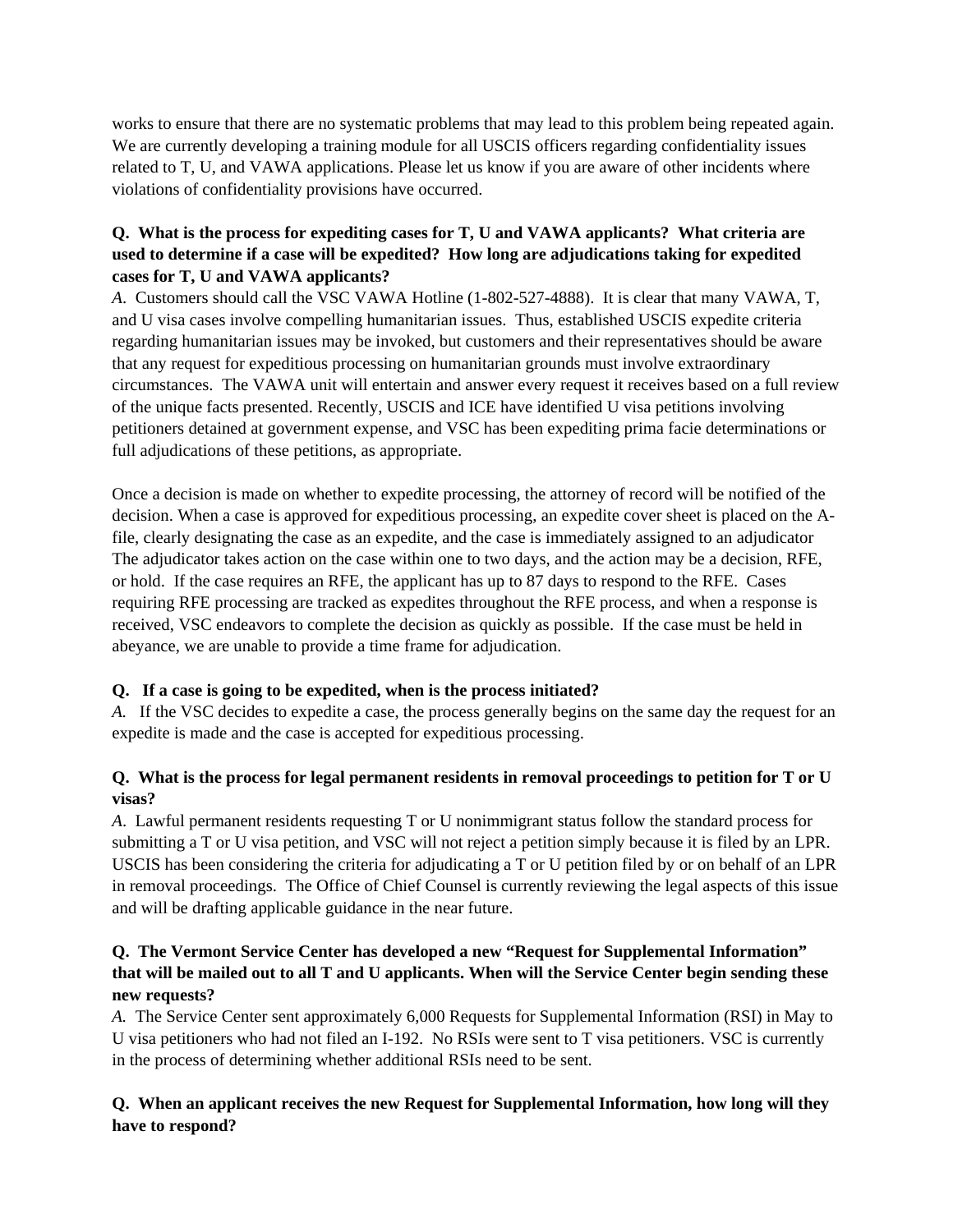works to ensure that there are no systematic problems that may lead to this problem being repeated again. We are currently developing a training module for all USCIS officers regarding confidentiality issues related to T, U, and VAWA applications. Please let us know if you are aware of other incidents where violations of confidentiality provisions have occurred.

**Q. What is the process for expediting cases for T, U and VAWA applicants? What criteria are used to determine if a case will be expedited? How long are adjudications taking for expedited cases for T, U and VAWA applicants?**

*A.* Customers should call the VSC VAWA Hotline (1-802-527-4888). It is clear that many VAWA, T, and U visa cases involve compelling humanitarian issues. Thus, established USCIS expedite criteria regarding humanitarian issues may be invoked, but customers and their representatives should be aware that any request for expeditious processing on humanitarian grounds must involve extraordinary circumstances. The VAWA unit will entertain and answer every request it receives based on a full review of the unique facts presented. Recently, USCIS and ICE have identified U visa petitions involving petitioners detained at government expense, and VSC has been expediting prima facie determinations or full adjudications of these petitions, as appropriate.

Once a decision is made on whether to expedite processing, the attorney of record will be notified of the decision. When a case is approved for expeditious processing, an expedite cover sheet is placed on the A-file, clearly designating the case as an expedite, and the case is immediately assigned to an adjudicator The adjudicator takes action on the case within one to two days, and the action may be a decision, RFE, or hold. If the case requires an RFE, the applicant has up to 87 days to respond to the RFE. Cases requiring RFE processing are tracked as expedites throughout the RFE process, and when a response is received, VSC endeavors to complete the decision as quickly as possible. If the case must be held in abeyance, we are unable to provide a time frame for adjudication.

**Q. If a case is going to be expedited, when is the process initiated?**

*A.* If the VSC decides to expedite a case, the process generally begins on the same day the request for an expedite is made and the case is accepted for expeditious processing.

**Q. What is the process for legal permanent residents in removal proceedings to petition for T or U visas?**

*A.* Lawful permanent residents requesting T or U nonimmigrant status follow the standard process for submitting a T or U visa petition, and VSC will not reject a petition simply because it is filed by an LPR. USCIS has been considering the criteria for adjudicating a T or U petition filed by or on behalf of an LPR in removal proceedings. The Office of Chief Counsel is currently reviewing the legal aspects of this issue and will be drafting applicable guidance in the near future.

**Q. The Vermont Service Center has developed a new "Request for Supplemental Information" that will be mailed out to all T and U applicants. When will the Service Center begin sending these new requests?**

*A.* The Service Center sent approximately 6,000 Requests for Supplemental Information (RSI) in May to U visa petitioners who had not filed an I-192. No RSIs were sent to T visa petitioners. VSC is currently in the process of determining whether additional RSIs need to be sent.

**Q. When an applicant receives the new Request for Supplemental Information, how long will they have to respond?**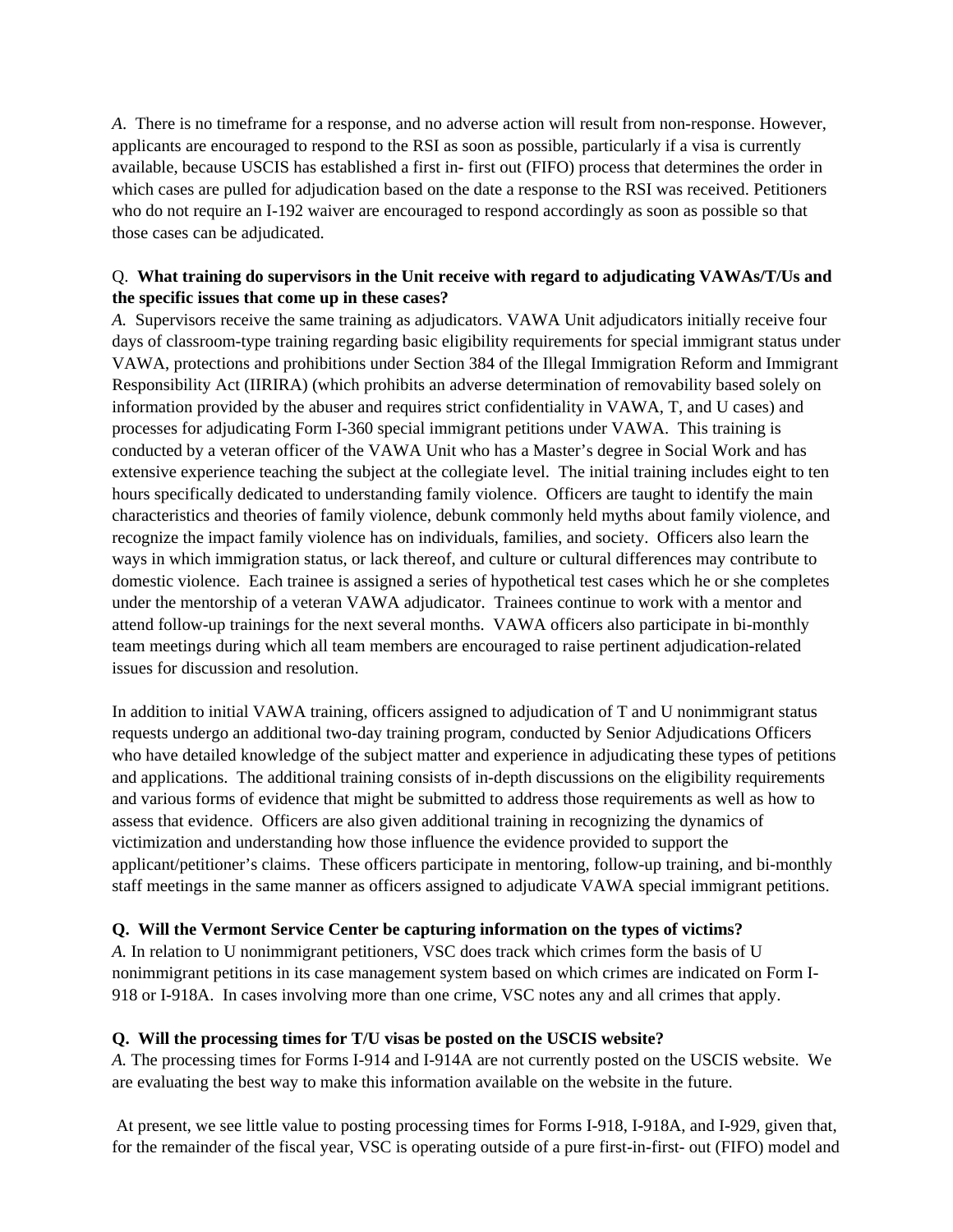*A.* There is no timeframe for a response, and no adverse action will result from non-response. However, applicants are encouraged to respond to the RSI as soon as possible, particularly if a visa is currently available, because USCIS has established a first in- first out (FIFO) process that determines the order in which cases are pulled for adjudication based on the date a response to the RSI was received. Petitioners who do not require an I-192 waiver are encouraged to respond accordingly as soon as possible so that those cases can be adjudicated.

Q. **What training do supervisors in the Unit receive with regard to adjudicating VAWAs/T/Us and the specific issues that come up in these cases?**
*A.* Supervisors receive the same training as adjudicators. VAWA Unit adjudicators initially receive four days of classroom-type training regarding basic eligibility requirements for special immigrant status under VAWA, protections and prohibitions under Section 384 of the Illegal Immigration Reform and Immigrant Responsibility Act (IIRIRA) (which prohibits an adverse determination of removability based solely on information provided by the abuser and requires strict confidentiality in VAWA, T, and U cases) and processes for adjudicating Form I-360 special immigrant petitions under VAWA. This training is conducted by a veteran officer of the VAWA Unit who has a Master's degree in Social Work and has extensive experience teaching the subject at the collegiate level. The initial training includes eight to ten hours specifically dedicated to understanding family violence. Officers are taught to identify the main characteristics and theories of family violence, debunk commonly held myths about family violence, and recognize the impact family violence has on individuals, families, and society. Officers also learn the ways in which immigration status, or lack thereof, and culture or cultural differences may contribute to domestic violence. Each trainee is assigned a series of hypothetical test cases which he or she completes under the mentorship of a veteran VAWA adjudicator. Trainees continue to work with a mentor and attend follow-up trainings for the next several months. VAWA officers also participate in bi-monthly team meetings during which all team members are encouraged to raise pertinent adjudication-related issues for discussion and resolution.

In addition to initial VAWA training, officers assigned to adjudication of T and U nonimmigrant status requests undergo an additional two-day training program, conducted by Senior Adjudications Officers who have detailed knowledge of the subject matter and experience in adjudicating these types of petitions and applications. The additional training consists of in-depth discussions on the eligibility requirements and various forms of evidence that might be submitted to address those requirements as well as how to assess that evidence. Officers are also given additional training in recognizing the dynamics of victimization and understanding how those influence the evidence provided to support the applicant/petitioner's claims. These officers participate in mentoring, follow-up training, and bi-monthly staff meetings in the same manner as officers assigned to adjudicate VAWA special immigrant petitions.

**Q. Will the Vermont Service Center be capturing information on the types of victims?**
*A.* In relation to U nonimmigrant petitioners, VSC does track which crimes form the basis of U nonimmigrant petitions in its case management system based on which crimes are indicated on Form I-918 or I-918A. In cases involving more than one crime, VSC notes any and all crimes that apply.

**Q. Will the processing times for T/U visas be posted on the USCIS website?**
*A.* The processing times for Forms I-914 and I-914A are not currently posted on the USCIS website. We are evaluating the best way to make this information available on the website in the future.

At present, we see little value to posting processing times for Forms I-918, I-918A, and I-929, given that, for the remainder of the fiscal year, VSC is operating outside of a pure first-in-first- out (FIFO) model and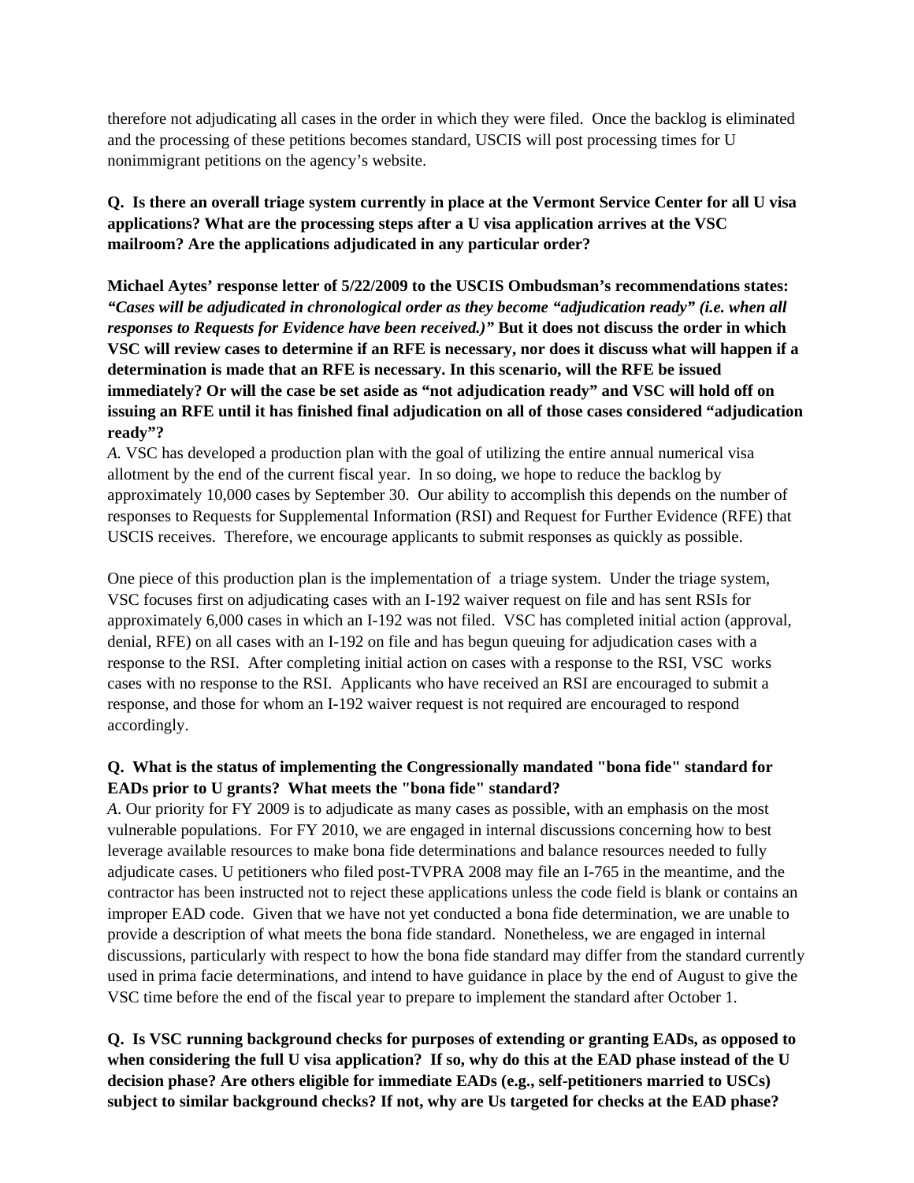therefore not adjudicating all cases in the order in which they were filed. Once the backlog is eliminated and the processing of these petitions becomes standard, USCIS will post processing times for U nonimmigrant petitions on the agency's website.

**Q. Is there an overall triage system currently in place at the Vermont Service Center for all U visa applications? What are the processing steps after a U visa application arrives at the VSC mailroom? Are the applications adjudicated in any particular order?**

**Michael Aytes' response letter of 5/22/2009 to the USCIS Ombudsman's recommendations states:** ***"Cases will be adjudicated in chronological order as they become "adjudication ready" (i.e. when all responses to Requests for Evidence have been received.)"*** **But it does not discuss the order in which VSC will review cases to determine if an RFE is necessary, nor does it discuss what will happen if a determination is made that an RFE is necessary. In this scenario, will the RFE be issued immediately? Or will the case be set aside as "not adjudication ready" and VSC will hold off on issuing an RFE until it has finished final adjudication on all of those cases considered "adjudication ready"?**

*A.* VSC has developed a production plan with the goal of utilizing the entire annual numerical visa allotment by the end of the current fiscal year. In so doing, we hope to reduce the backlog by approximately 10,000 cases by September 30. Our ability to accomplish this depends on the number of responses to Requests for Supplemental Information (RSI) and Request for Further Evidence (RFE) that USCIS receives. Therefore, we encourage applicants to submit responses as quickly as possible.

One piece of this production plan is the implementation of a triage system. Under the triage system, VSC focuses first on adjudicating cases with an I-192 waiver request on file and has sent RSIs for approximately 6,000 cases in which an I-192 was not filed. VSC has completed initial action (approval, denial, RFE) on all cases with an I-192 on file and has begun queuing for adjudication cases with a response to the RSI. After completing initial action on cases with a response to the RSI, VSC works cases with no response to the RSI. Applicants who have received an RSI are encouraged to submit a response, and those for whom an I-192 waiver request is not required are encouraged to respond accordingly.

**Q. What is the status of implementing the Congressionally mandated "bona fide" standard for EADs prior to U grants? What meets the "bona fide" standard?**

*A.* Our priority for FY 2009 is to adjudicate as many cases as possible, with an emphasis on the most vulnerable populations. For FY 2010, we are engaged in internal discussions concerning how to best leverage available resources to make bona fide determinations and balance resources needed to fully adjudicate cases. U petitioners who filed post-TVPRA 2008 may file an I-765 in the meantime, and the contractor has been instructed not to reject these applications unless the code field is blank or contains an improper EAD code. Given that we have not yet conducted a bona fide determination, we are unable to provide a description of what meets the bona fide standard. Nonetheless, we are engaged in internal discussions, particularly with respect to how the bona fide standard may differ from the standard currently used in prima facie determinations, and intend to have guidance in place by the end of August to give the VSC time before the end of the fiscal year to prepare to implement the standard after October 1.

**Q. Is VSC running background checks for purposes of extending or granting EADs, as opposed to when considering the full U visa application? If so, why do this at the EAD phase instead of the U decision phase? Are others eligible for immediate EADs (e.g., self-petitioners married to USCs) subject to similar background checks? If not, why are Us targeted for checks at the EAD phase?**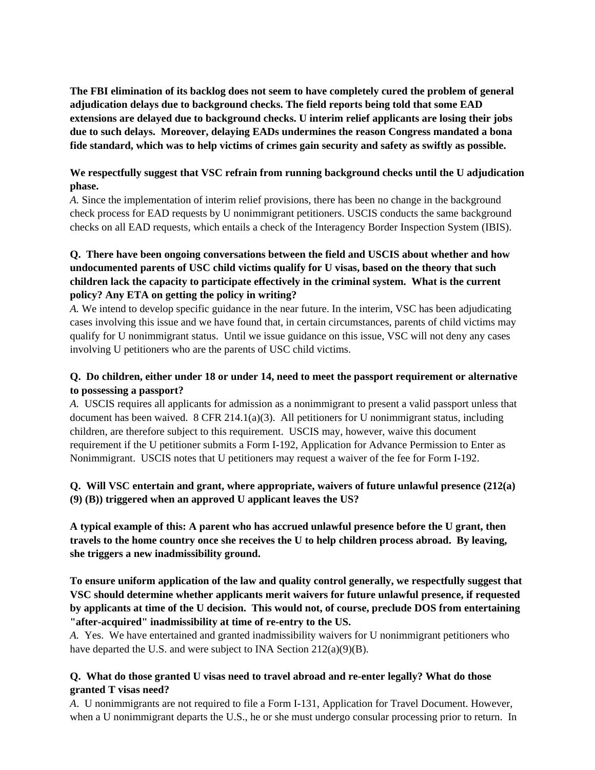**The FBI elimination of its backlog does not seem to have completely cured the problem of general adjudication delays due to background checks. The field reports being told that some EAD extensions are delayed due to background checks. U interim relief applicants are losing their jobs due to such delays. Moreover, delaying EADs undermines the reason Congress mandated a bona fide standard, which was to help victims of crimes gain security and safety as swiftly as possible.**

**We respectfully suggest that VSC refrain from running background checks until the U adjudication phase.**

*A.* Since the implementation of interim relief provisions, there has been no change in the background check process for EAD requests by U nonimmigrant petitioners. USCIS conducts the same background checks on all EAD requests, which entails a check of the Interagency Border Inspection System (IBIS).

**Q. There have been ongoing conversations between the field and USCIS about whether and how undocumented parents of USC child victims qualify for U visas, based on the theory that such children lack the capacity to participate effectively in the criminal system. What is the current policy? Any ETA on getting the policy in writing?**

*A.* We intend to develop specific guidance in the near future. In the interim, VSC has been adjudicating cases involving this issue and we have found that, in certain circumstances, parents of child victims may qualify for U nonimmigrant status. Until we issue guidance on this issue, VSC will not deny any cases involving U petitioners who are the parents of USC child victims.

**Q. Do children, either under 18 or under 14, need to meet the passport requirement or alternative to possessing a passport?**

*A.* USCIS requires all applicants for admission as a nonimmigrant to present a valid passport unless that document has been waived. 8 CFR 214.1(a)(3). All petitioners for U nonimmigrant status, including children, are therefore subject to this requirement. USCIS may, however, waive this document requirement if the U petitioner submits a Form I-192, Application for Advance Permission to Enter as Nonimmigrant. USCIS notes that U petitioners may request a waiver of the fee for Form I-192.

**Q. Will VSC entertain and grant, where appropriate, waivers of future unlawful presence (212(a)(9) (B)) triggered when an approved U applicant leaves the US?**

**A typical example of this: A parent who has accrued unlawful presence before the U grant, then travels to the home country once she receives the U to help children process abroad. By leaving, she triggers a new inadmissibility ground.**

**To ensure uniform application of the law and quality control generally, we respectfully suggest that VSC should determine whether applicants merit waivers for future unlawful presence, if requested by applicants at time of the U decision. This would not, of course, preclude DOS from entertaining "after-acquired" inadmissibility at time of re-entry to the US.**

*A.* Yes. We have entertained and granted inadmissibility waivers for U nonimmigrant petitioners who have departed the U.S. and were subject to INA Section 212(a)(9)(B).

**Q. What do those granted U visas need to travel abroad and re-enter legally? What do those granted T visas need?**

*A.* U nonimmigrants are not required to file a Form I-131, Application for Travel Document. However, when a U nonimmigrant departs the U.S., he or she must undergo consular processing prior to return. In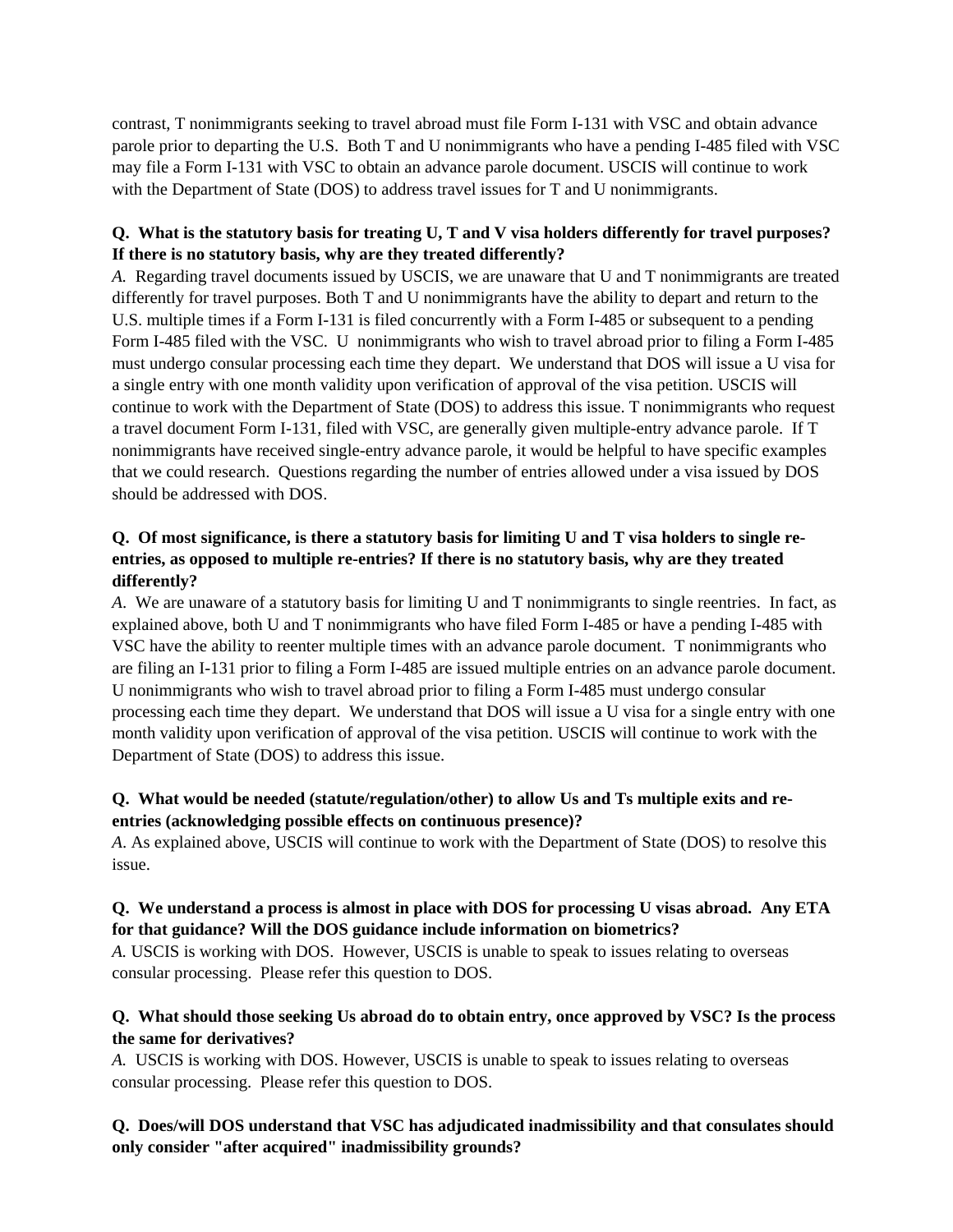contrast, T nonimmigrants seeking to travel abroad must file Form I-131 with VSC and obtain advance parole prior to departing the U.S. Both T and U nonimmigrants who have a pending I-485 filed with VSC may file a Form I-131 with VSC to obtain an advance parole document. USCIS will continue to work with the Department of State (DOS) to address travel issues for T and U nonimmigrants.

**Q. What is the statutory basis for treating U, T and V visa holders differently for travel purposes? If there is no statutory basis, why are they treated differently?**

*A.* Regarding travel documents issued by USCIS, we are unaware that U and T nonimmigrants are treated differently for travel purposes. Both T and U nonimmigrants have the ability to depart and return to the U.S. multiple times if a Form I-131 is filed concurrently with a Form I-485 or subsequent to a pending Form I-485 filed with the VSC. U nonimmigrants who wish to travel abroad prior to filing a Form I-485 must undergo consular processing each time they depart. We understand that DOS will issue a U visa for a single entry with one month validity upon verification of approval of the visa petition. USCIS will continue to work with the Department of State (DOS) to address this issue. T nonimmigrants who request a travel document Form I-131, filed with VSC, are generally given multiple-entry advance parole. If T nonimmigrants have received single-entry advance parole, it would be helpful to have specific examples that we could research. Questions regarding the number of entries allowed under a visa issued by DOS should be addressed with DOS.

**Q. Of most significance, is there a statutory basis for limiting U and T visa holders to single re-entries, as opposed to multiple re-entries? If there is no statutory basis, why are they treated differently?**

*A.* We are unaware of a statutory basis for limiting U and T nonimmigrants to single reentries. In fact, as explained above, both U and T nonimmigrants who have filed Form I-485 or have a pending I-485 with VSC have the ability to reenter multiple times with an advance parole document. T nonimmigrants who are filing an I-131 prior to filing a Form I-485 are issued multiple entries on an advance parole document. U nonimmigrants who wish to travel abroad prior to filing a Form I-485 must undergo consular processing each time they depart. We understand that DOS will issue a U visa for a single entry with one month validity upon verification of approval of the visa petition. USCIS will continue to work with the Department of State (DOS) to address this issue.

**Q. What would be needed (statute/regulation/other) to allow Us and Ts multiple exits and re-entries (acknowledging possible effects on continuous presence)?**

*A.* As explained above, USCIS will continue to work with the Department of State (DOS) to resolve this issue.

**Q. We understand a process is almost in place with DOS for processing U visas abroad. Any ETA for that guidance? Will the DOS guidance include information on biometrics?**

*A.* USCIS is working with DOS. However, USCIS is unable to speak to issues relating to overseas consular processing. Please refer this question to DOS.

**Q. What should those seeking Us abroad do to obtain entry, once approved by VSC? Is the process the same for derivatives?**

*A.* USCIS is working with DOS. However, USCIS is unable to speak to issues relating to overseas consular processing. Please refer this question to DOS.

**Q. Does/will DOS understand that VSC has adjudicated inadmissibility and that consulates should only consider "after acquired" inadmissibility grounds?**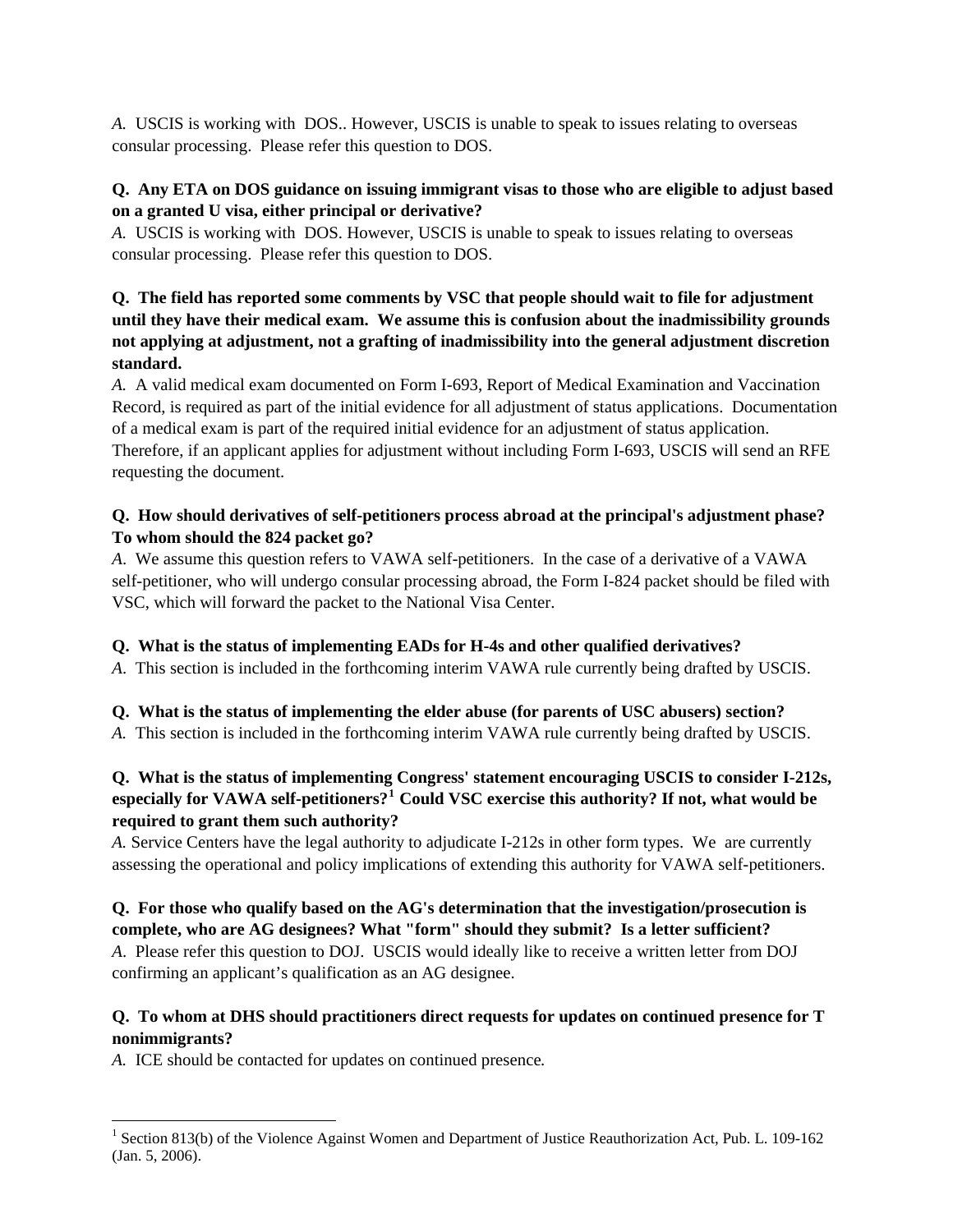*A.* USCIS is working with DOS.. However, USCIS is unable to speak to issues relating to overseas consular processing. Please refer this question to DOS.

**Q. Any ETA on DOS guidance on issuing immigrant visas to those who are eligible to adjust based on a granted U visa, either principal or derivative?**

*A.* USCIS is working with DOS. However, USCIS is unable to speak to issues relating to overseas consular processing. Please refer this question to DOS.

**Q. The field has reported some comments by VSC that people should wait to file for adjustment until they have their medical exam. We assume this is confusion about the inadmissibility grounds not applying at adjustment, not a grafting of inadmissibility into the general adjustment discretion standard.**

*A.* A valid medical exam documented on Form I-693, Report of Medical Examination and Vaccination Record, is required as part of the initial evidence for all adjustment of status applications. Documentation of a medical exam is part of the required initial evidence for an adjustment of status application. Therefore, if an applicant applies for adjustment without including Form I-693, USCIS will send an RFE requesting the document.

**Q. How should derivatives of self-petitioners process abroad at the principal's adjustment phase? To whom should the 824 packet go?**

*A.* We assume this question refers to VAWA self-petitioners. In the case of a derivative of a VAWA self-petitioner, who will undergo consular processing abroad, the Form I-824 packet should be filed with VSC, which will forward the packet to the National Visa Center.

**Q. What is the status of implementing EADs for H-4s and other qualified derivatives?**

*A.* This section is included in the forthcoming interim VAWA rule currently being drafted by USCIS.

**Q. What is the status of implementing the elder abuse (for parents of USC abusers) section?**

*A.* This section is included in the forthcoming interim VAWA rule currently being drafted by USCIS.

**Q. What is the status of implementing Congress' statement encouraging USCIS to consider I-212s, especially for VAWA self-petitioners?[1] Could VSC exercise this authority? If not, what would be required to grant them such authority?**

*A.* Service Centers have the legal authority to adjudicate I-212s in other form types. We are currently assessing the operational and policy implications of extending this authority for VAWA self-petitioners.

**Q. For those who qualify based on the AG's determination that the investigation/prosecution is complete, who are AG designees? What "form" should they submit? Is a letter sufficient?**

*A.* Please refer this question to DOJ. USCIS would ideally like to receive a written letter from DOJ confirming an applicant's qualification as an AG designee.

**Q. To whom at DHS should practitioners direct requests for updates on continued presence for T nonimmigrants?**

*A.* ICE should be contacted for updates on continued presence.

---

[1] Section 813(b) of the Violence Against Women and Department of Justice Reauthorization Act, Pub. L. 109-162 (Jan. 5, 2006).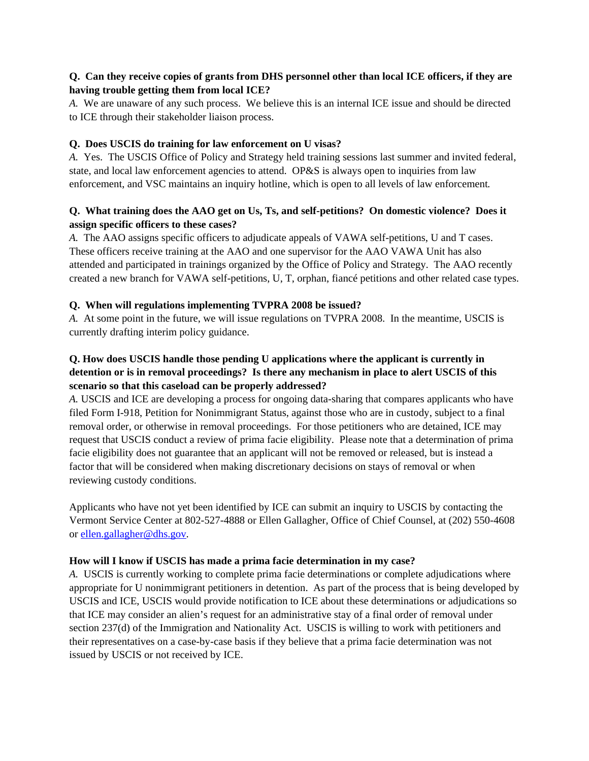**Q. Can they receive copies of grants from DHS personnel other than local ICE officers, if they are having trouble getting them from local ICE?**

*A.* We are unaware of any such process. We believe this is an internal ICE issue and should be directed to ICE through their stakeholder liaison process.

**Q. Does USCIS do training for law enforcement on U visas?**

*A.* Yes. The USCIS Office of Policy and Strategy held training sessions last summer and invited federal, state, and local law enforcement agencies to attend. OP&S is always open to inquiries from law enforcement, and VSC maintains an inquiry hotline, which is open to all levels of law enforcement.

**Q. What training does the AAO get on Us, Ts, and self-petitions? On domestic violence? Does it assign specific officers to these cases?**

*A.* The AAO assigns specific officers to adjudicate appeals of VAWA self-petitions, U and T cases. These officers receive training at the AAO and one supervisor for the AAO VAWA Unit has also attended and participated in trainings organized by the Office of Policy and Strategy. The AAO recently created a new branch for VAWA self-petitions, U, T, orphan, fiancé petitions and other related case types.

**Q. When will regulations implementing TVPRA 2008 be issued?**

*A.* At some point in the future, we will issue regulations on TVPRA 2008. In the meantime, USCIS is currently drafting interim policy guidance.

**Q. How does USCIS handle those pending U applications where the applicant is currently in detention or is in removal proceedings? Is there any mechanism in place to alert USCIS of this scenario so that this caseload can be properly addressed?**

*A.* USCIS and ICE are developing a process for ongoing data-sharing that compares applicants who have filed Form I-918, Petition for Nonimmigrant Status, against those who are in custody, subject to a final removal order, or otherwise in removal proceedings. For those petitioners who are detained, ICE may request that USCIS conduct a review of prima facie eligibility. Please note that a determination of prima facie eligibility does not guarantee that an applicant will not be removed or released, but is instead a factor that will be considered when making discretionary decisions on stays of removal or when reviewing custody conditions.

Applicants who have not yet been identified by ICE can submit an inquiry to USCIS by contacting the Vermont Service Center at 802-527-4888 or Ellen Gallagher, Office of Chief Counsel, at (202) 550-4608 or ellen.gallagher@dhs.gov.

**How will I know if USCIS has made a prima facie determination in my case?**

*A.* USCIS is currently working to complete prima facie determinations or complete adjudications where appropriate for U nonimmigrant petitioners in detention. As part of the process that is being developed by USCIS and ICE, USCIS would provide notification to ICE about these determinations or adjudications so that ICE may consider an alien's request for an administrative stay of a final order of removal under section 237(d) of the Immigration and Nationality Act. USCIS is willing to work with petitioners and their representatives on a case-by-case basis if they believe that a prima facie determination was not issued by USCIS or not received by ICE.